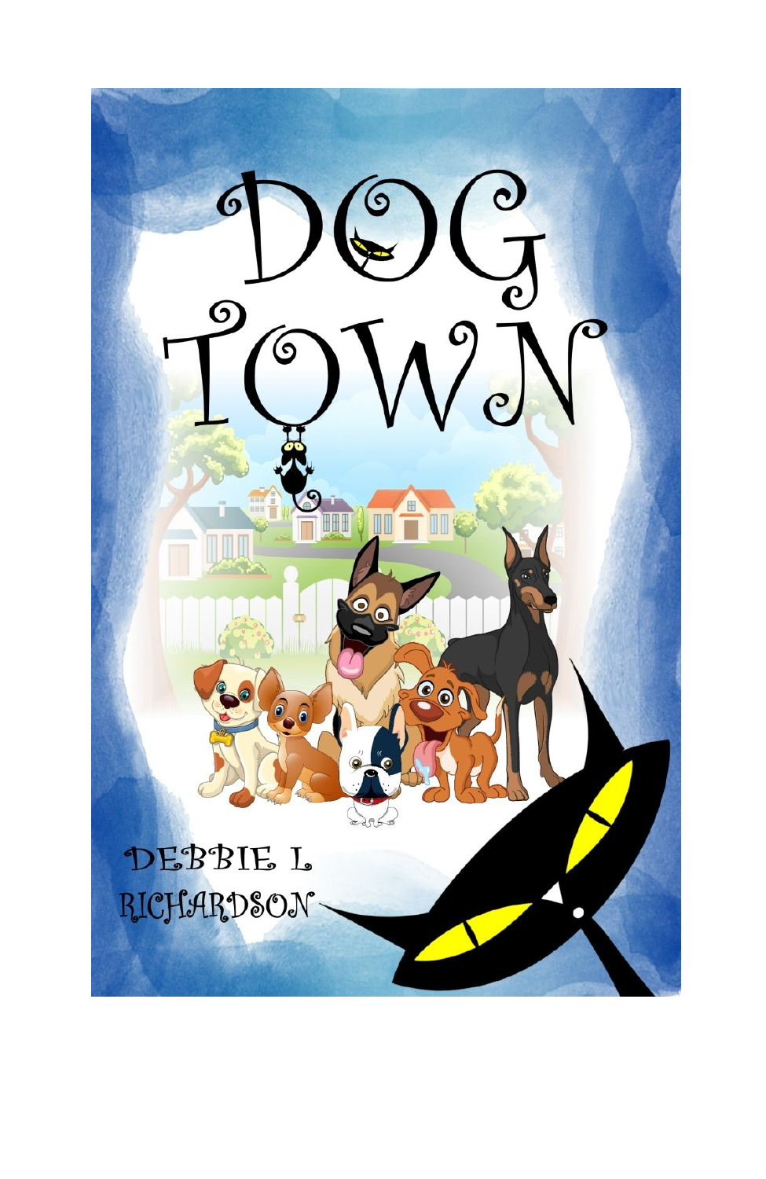# DOG TOWN

DEBBIE L RICHARDSON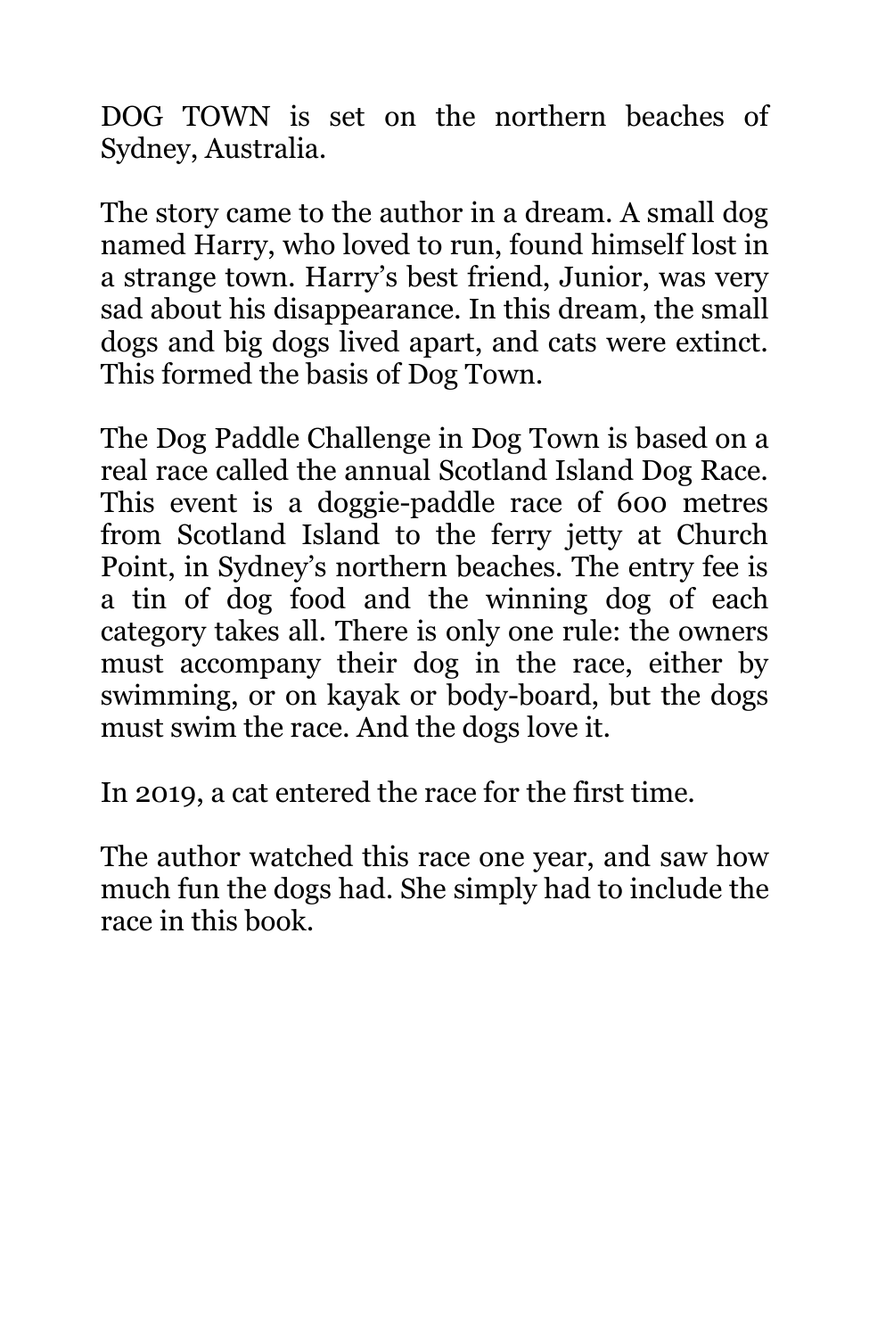DOG TOWN is set on the northern beaches of Sydney, Australia.

The story came to the author in a dream. A small dog named Harry, who loved to run, found himself lost in a strange town. Harry’s best friend, Junior, was very sad about his disappearance. In this dream, the small dogs and big dogs lived apart, and cats were extinct. This formed the basis of Dog Town.

The Dog Paddle Challenge in Dog Town is based on a real race called the annual Scotland Island Dog Race. This event is a doggie-paddle race of 600 metres from Scotland Island to the ferry jetty at Church Point, in Sydney’s northern beaches. The entry fee is a tin of dog food and the winning dog of each category takes all. There is only one rule: the owners must accompany their dog in the race, either by swimming, or on kayak or body-board, but the dogs must swim the race. And the dogs love it.

In 2019, a cat entered the race for the first time.

The author watched this race one year, and saw how much fun the dogs had. She simply had to include the race in this book.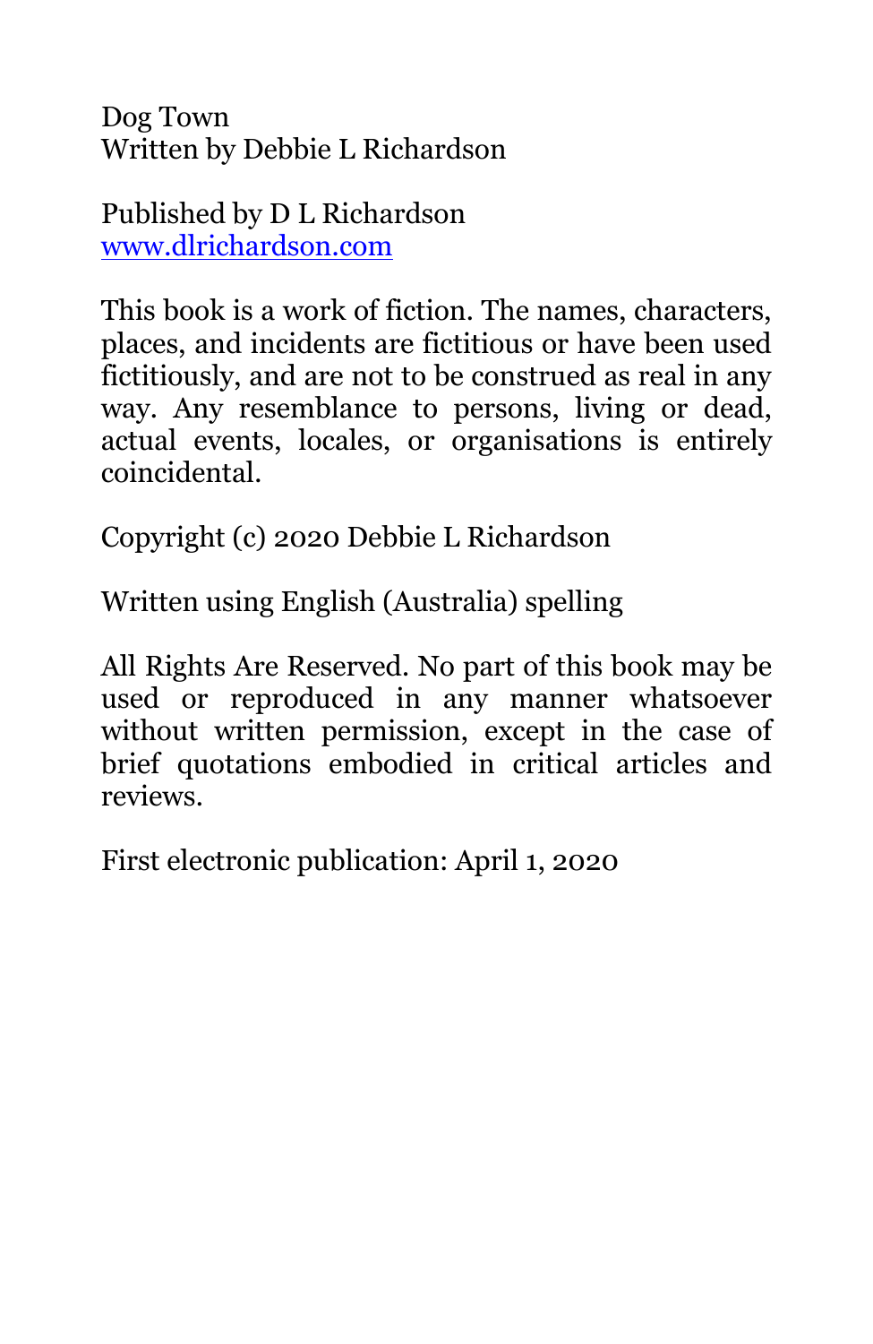Dog Town
Written by Debbie L Richardson

Published by D L Richardson
www.dlrichardson.com

This book is a work of fiction. The names, characters, places, and incidents are fictitious or have been used fictitiously, and are not to be construed as real in any way. Any resemblance to persons, living or dead, actual events, locales, or organisations is entirely coincidental.

Copyright (c) 2020 Debbie L Richardson

Written using English (Australia) spelling

All Rights Are Reserved. No part of this book may be used or reproduced in any manner whatsoever without written permission, except in the case of brief quotations embodied in critical articles and reviews.

First electronic publication: April 1, 2020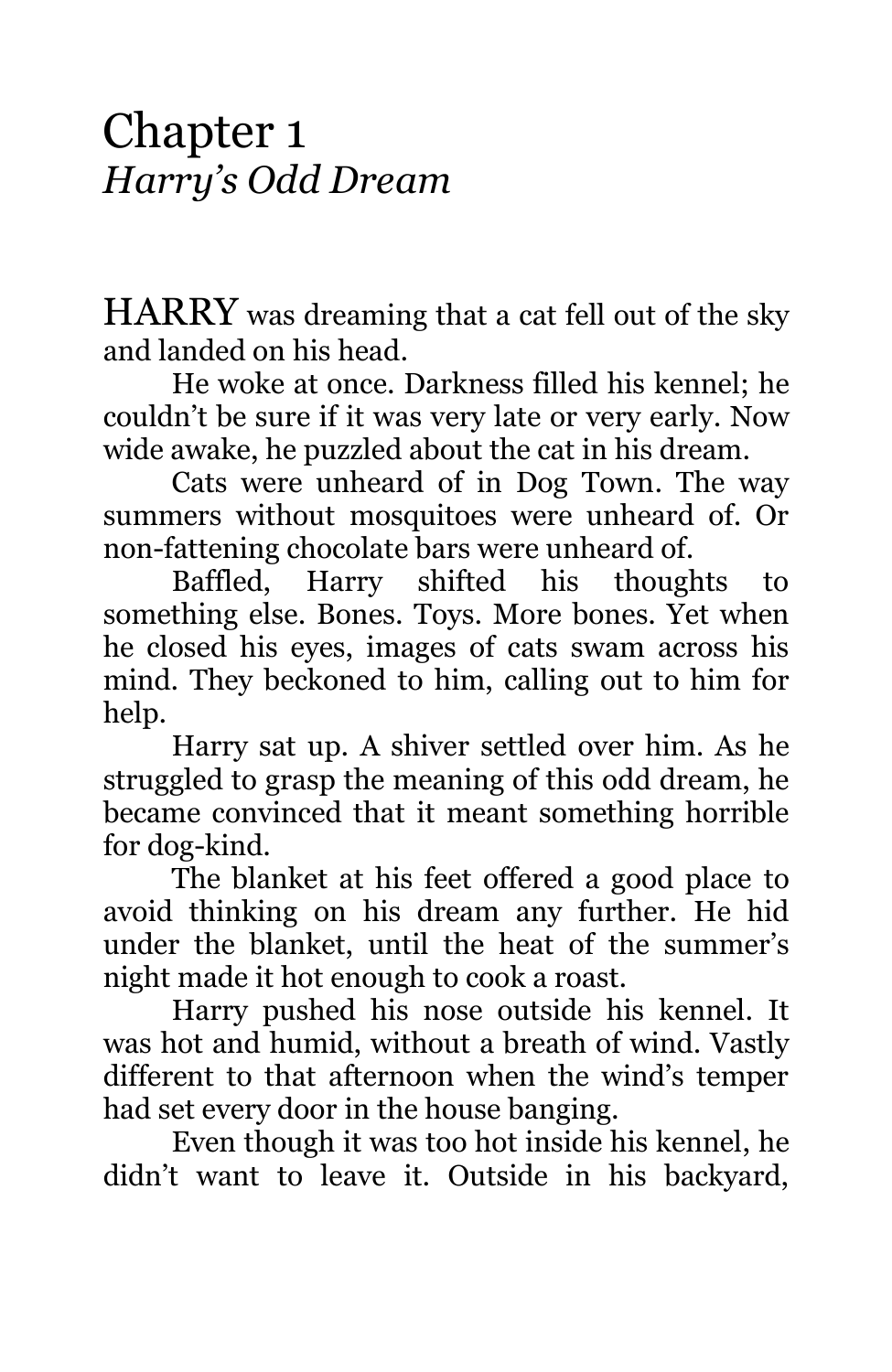# Chapter 1
## *Harry's Odd Dream*

HARRY was dreaming that a cat fell out of the sky and landed on his head.

He woke at once. Darkness filled his kennel; he couldn't be sure if it was very late or very early. Now wide awake, he puzzled about the cat in his dream.

Cats were unheard of in Dog Town. The way summers without mosquitoes were unheard of. Or non-fattening chocolate bars were unheard of.

Baffled, Harry shifted his thoughts to something else. Bones. Toys. More bones. Yet when he closed his eyes, images of cats swam across his mind. They beckoned to him, calling out to him for help.

Harry sat up. A shiver settled over him. As he struggled to grasp the meaning of this odd dream, he became convinced that it meant something horrible for dog-kind.

The blanket at his feet offered a good place to avoid thinking on his dream any further. He hid under the blanket, until the heat of the summer's night made it hot enough to cook a roast.

Harry pushed his nose outside his kennel. It was hot and humid, without a breath of wind. Vastly different to that afternoon when the wind's temper had set every door in the house banging.

Even though it was too hot inside his kennel, he didn't want to leave it. Outside in his backyard,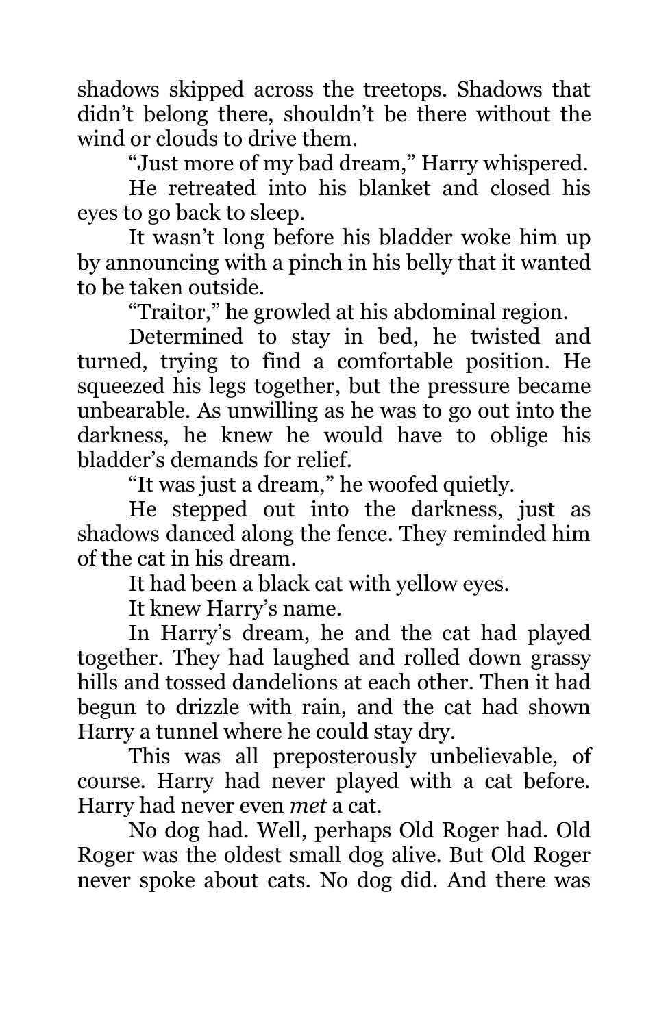shadows skipped across the treetops. Shadows that didn't belong there, shouldn't be there without the wind or clouds to drive them.

"Just more of my bad dream," Harry whispered.

He retreated into his blanket and closed his eyes to go back to sleep.

It wasn't long before his bladder woke him up by announcing with a pinch in his belly that it wanted to be taken outside.

"Traitor," he growled at his abdominal region.

Determined to stay in bed, he twisted and turned, trying to find a comfortable position. He squeezed his legs together, but the pressure became unbearable. As unwilling as he was to go out into the darkness, he knew he would have to oblige his bladder's demands for relief.

"It was just a dream," he woofed quietly.

He stepped out into the darkness, just as shadows danced along the fence. They reminded him of the cat in his dream.

It had been a black cat with yellow eyes.

It knew Harry's name.

In Harry's dream, he and the cat had played together. They had laughed and rolled down grassy hills and tossed dandelions at each other. Then it had begun to drizzle with rain, and the cat had shown Harry a tunnel where he could stay dry.

This was all preposterously unbelievable, of course. Harry had never played with a cat before. Harry had never even *met* a cat.

No dog had. Well, perhaps Old Roger had. Old Roger was the oldest small dog alive. But Old Roger never spoke about cats. No dog did. And there was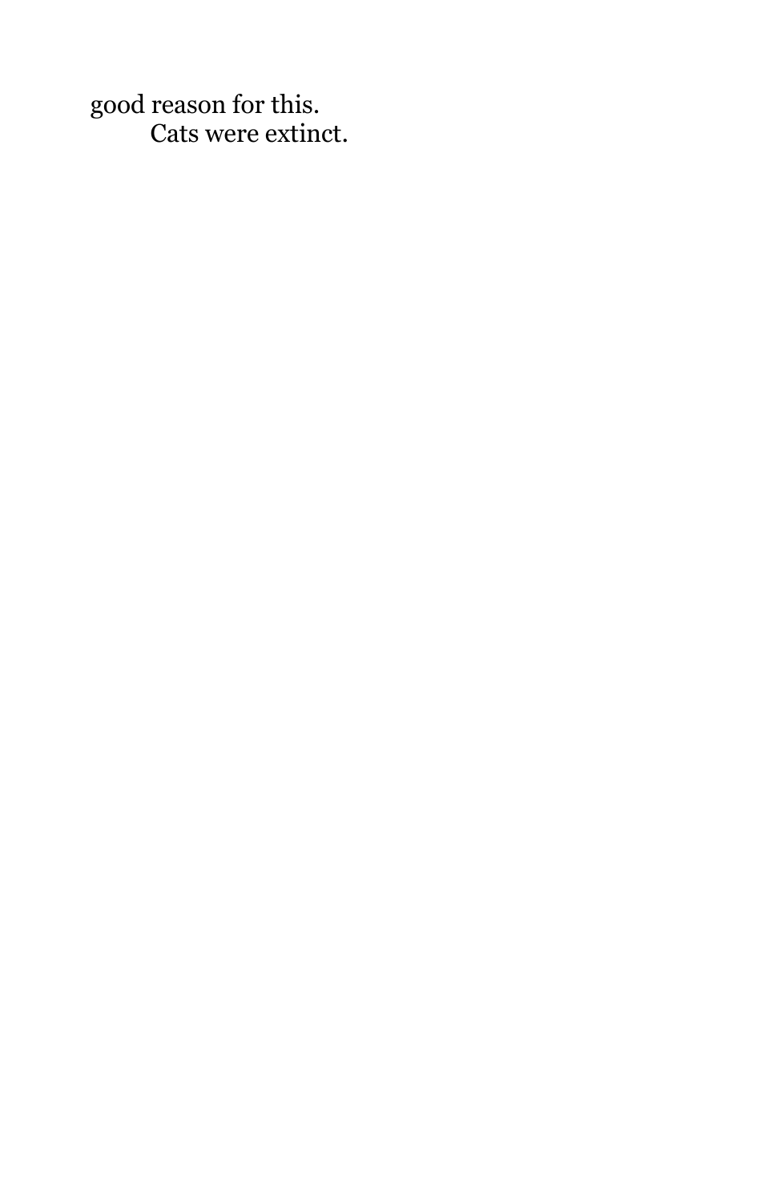good reason for this.

Cats were extinct.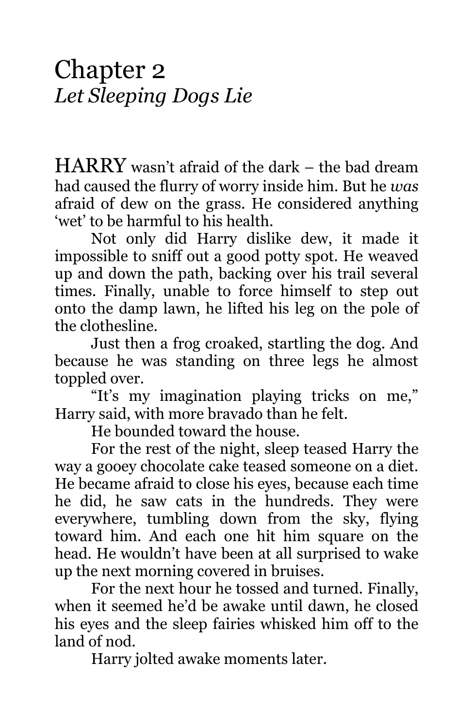# Chapter 2
## *Let Sleeping Dogs Lie*

HARRY wasn't afraid of the dark – the bad dream had caused the flurry of worry inside him. But he *was* afraid of dew on the grass. He considered anything 'wet' to be harmful to his health.

Not only did Harry dislike dew, it made it impossible to sniff out a good potty spot. He weaved up and down the path, backing over his trail several times. Finally, unable to force himself to step out onto the damp lawn, he lifted his leg on the pole of the clothesline.

Just then a frog croaked, startling the dog. And because he was standing on three legs he almost toppled over.

"It's my imagination playing tricks on me," Harry said, with more bravado than he felt.

He bounded toward the house.

For the rest of the night, sleep teased Harry the way a gooey chocolate cake teased someone on a diet. He became afraid to close his eyes, because each time he did, he saw cats in the hundreds. They were everywhere, tumbling down from the sky, flying toward him. And each one hit him square on the head. He wouldn't have been at all surprised to wake up the next morning covered in bruises.

For the next hour he tossed and turned. Finally, when it seemed he'd be awake until dawn, he closed his eyes and the sleep fairies whisked him off to the land of nod.

Harry jolted awake moments later.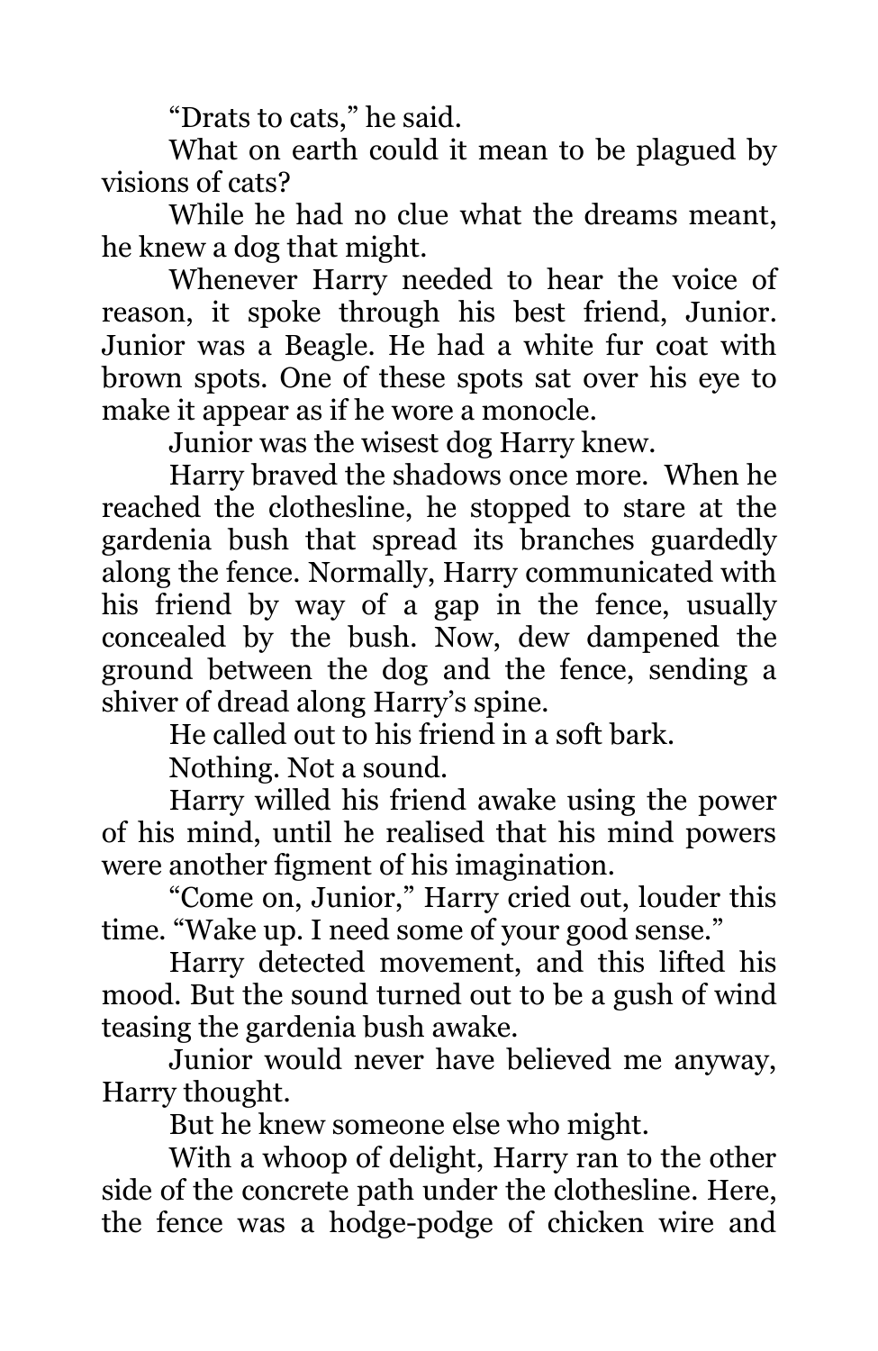"Drats to cats," he said.

What on earth could it mean to be plagued by visions of cats?

While he had no clue what the dreams meant, he knew a dog that might.

Whenever Harry needed to hear the voice of reason, it spoke through his best friend, Junior. Junior was a Beagle. He had a white fur coat with brown spots. One of these spots sat over his eye to make it appear as if he wore a monocle.

Junior was the wisest dog Harry knew.

Harry braved the shadows once more. When he reached the clothesline, he stopped to stare at the gardenia bush that spread its branches guardedly along the fence. Normally, Harry communicated with his friend by way of a gap in the fence, usually concealed by the bush. Now, dew dampened the ground between the dog and the fence, sending a shiver of dread along Harry's spine.

He called out to his friend in a soft bark.

Nothing. Not a sound.

Harry willed his friend awake using the power of his mind, until he realised that his mind powers were another figment of his imagination.

"Come on, Junior," Harry cried out, louder this time. "Wake up. I need some of your good sense."

Harry detected movement, and this lifted his mood. But the sound turned out to be a gush of wind teasing the gardenia bush awake.

Junior would never have believed me anyway, Harry thought.

But he knew someone else who might.

With a whoop of delight, Harry ran to the other side of the concrete path under the clothesline. Here, the fence was a hodge-podge of chicken wire and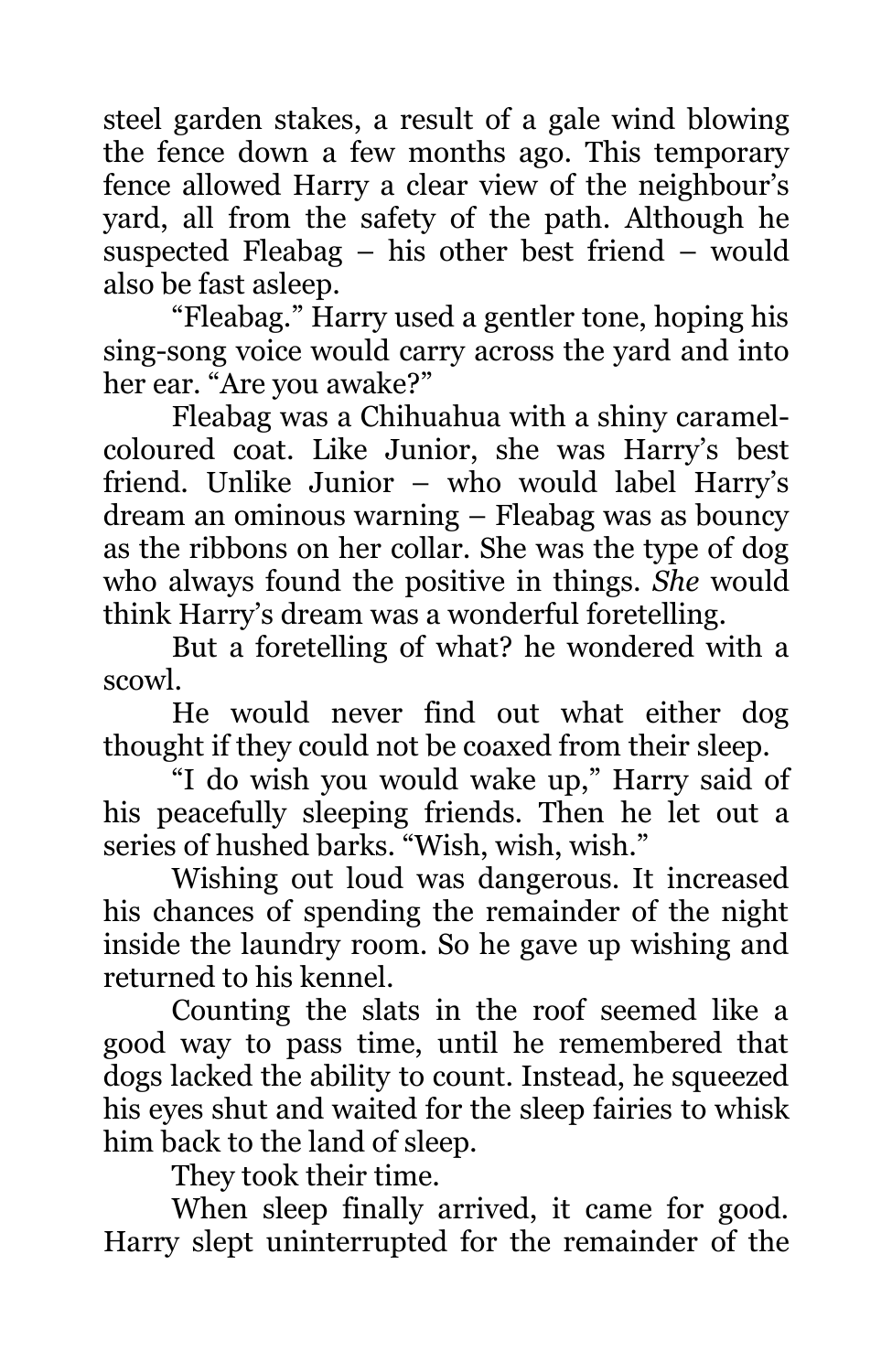steel garden stakes, a result of a gale wind blowing the fence down a few months ago. This temporary fence allowed Harry a clear view of the neighbour's yard, all from the safety of the path. Although he suspected Fleabag – his other best friend – would also be fast asleep.

"Fleabag." Harry used a gentler tone, hoping his sing-song voice would carry across the yard and into her ear. "Are you awake?"

Fleabag was a Chihuahua with a shiny caramel-coloured coat. Like Junior, she was Harry's best friend. Unlike Junior – who would label Harry's dream an ominous warning – Fleabag was as bouncy as the ribbons on her collar. She was the type of dog who always found the positive in things. *She* would think Harry's dream was a wonderful foretelling.

But a foretelling of what? he wondered with a scowl.

He would never find out what either dog thought if they could not be coaxed from their sleep.

"I do wish you would wake up," Harry said of his peacefully sleeping friends. Then he let out a series of hushed barks. "Wish, wish, wish."

Wishing out loud was dangerous. It increased his chances of spending the remainder of the night inside the laundry room. So he gave up wishing and returned to his kennel.

Counting the slats in the roof seemed like a good way to pass time, until he remembered that dogs lacked the ability to count. Instead, he squeezed his eyes shut and waited for the sleep fairies to whisk him back to the land of sleep.

They took their time.

When sleep finally arrived, it came for good. Harry slept uninterrupted for the remainder of the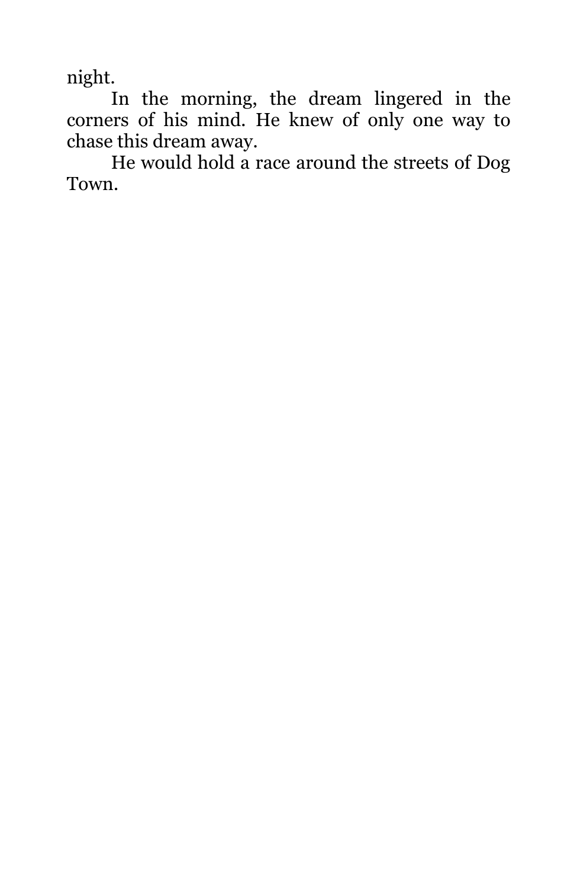night.

In the morning, the dream lingered in the corners of his mind. He knew of only one way to chase this dream away.

He would hold a race around the streets of Dog Town.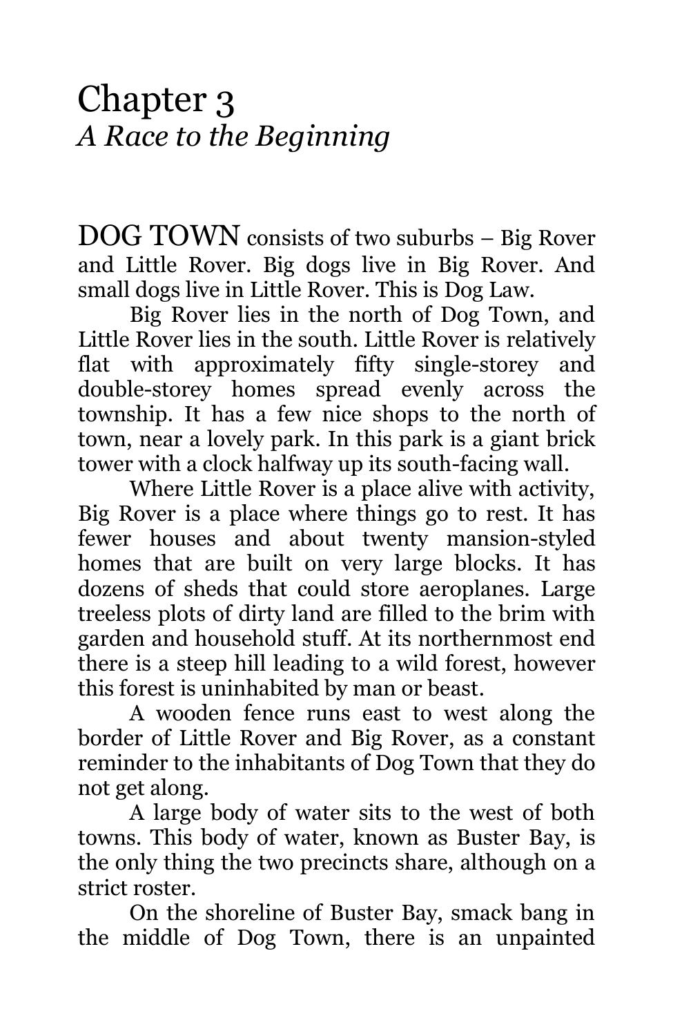# Chapter 3
*A Race to the Beginning*

DOG TOWN consists of two suburbs – Big Rover and Little Rover. Big dogs live in Big Rover. And small dogs live in Little Rover. This is Dog Law.

Big Rover lies in the north of Dog Town, and Little Rover lies in the south. Little Rover is relatively flat with approximately fifty single-storey and double-storey homes spread evenly across the township. It has a few nice shops to the north of town, near a lovely park. In this park is a giant brick tower with a clock halfway up its south-facing wall.

Where Little Rover is a place alive with activity, Big Rover is a place where things go to rest. It has fewer houses and about twenty mansion-styled homes that are built on very large blocks. It has dozens of sheds that could store aeroplanes. Large treeless plots of dirty land are filled to the brim with garden and household stuff. At its northernmost end there is a steep hill leading to a wild forest, however this forest is uninhabited by man or beast.

A wooden fence runs east to west along the border of Little Rover and Big Rover, as a constant reminder to the inhabitants of Dog Town that they do not get along.

A large body of water sits to the west of both towns. This body of water, known as Buster Bay, is the only thing the two precincts share, although on a strict roster.

On the shoreline of Buster Bay, smack bang in the middle of Dog Town, there is an unpainted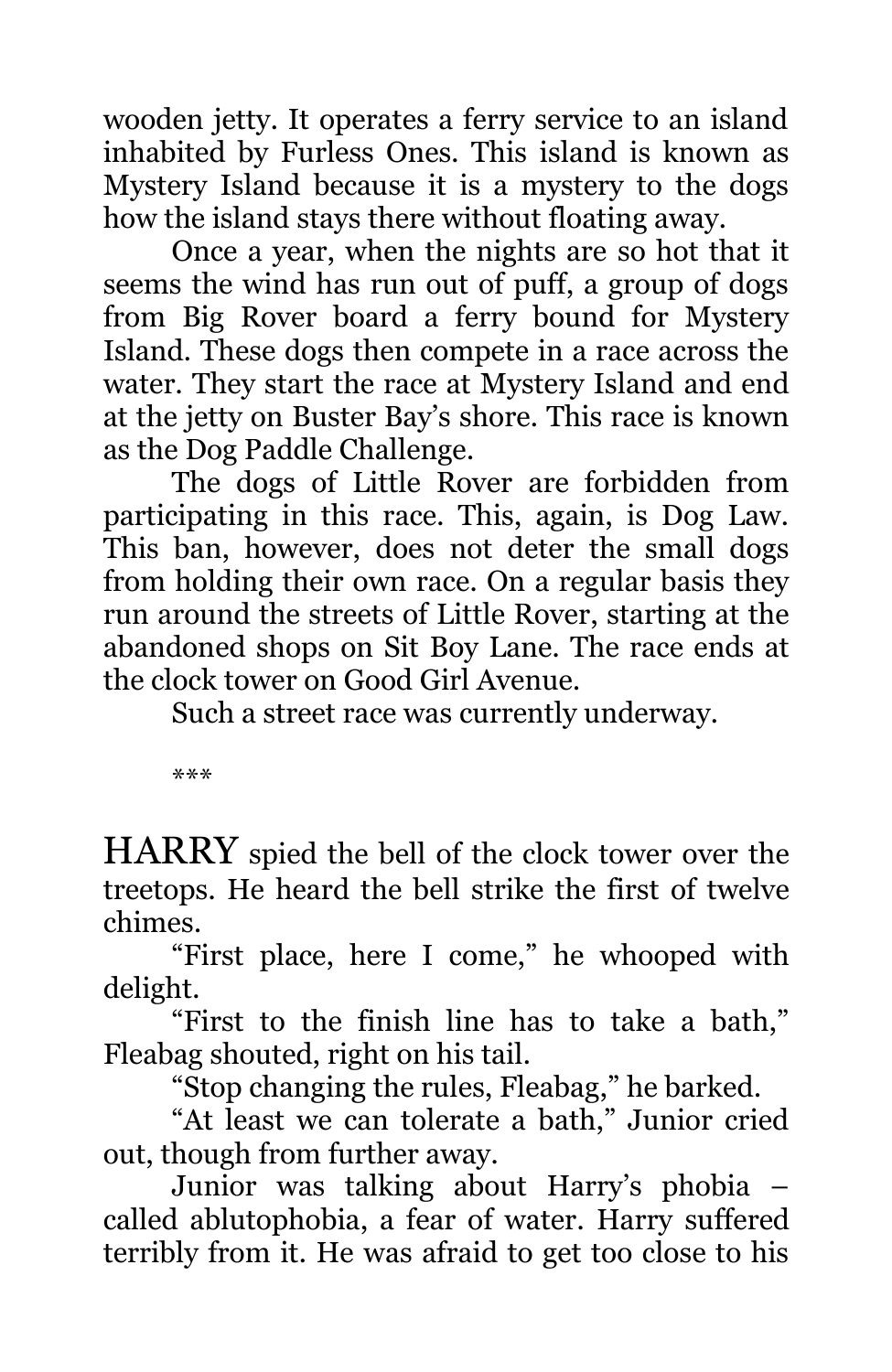wooden jetty. It operates a ferry service to an island inhabited by Furless Ones. This island is known as Mystery Island because it is a mystery to the dogs how the island stays there without floating away.

Once a year, when the nights are so hot that it seems the wind has run out of puff, a group of dogs from Big Rover board a ferry bound for Mystery Island. These dogs then compete in a race across the water. They start the race at Mystery Island and end at the jetty on Buster Bay's shore. This race is known as the Dog Paddle Challenge.

The dogs of Little Rover are forbidden from participating in this race. This, again, is Dog Law. This ban, however, does not deter the small dogs from holding their own race. On a regular basis they run around the streets of Little Rover, starting at the abandoned shops on Sit Boy Lane. The race ends at the clock tower on Good Girl Avenue.

Such a street race was currently underway.

***

HARRY spied the bell of the clock tower over the treetops. He heard the bell strike the first of twelve chimes.

"First place, here I come," he whooped with delight.

"First to the finish line has to take a bath," Fleabag shouted, right on his tail.

"Stop changing the rules, Fleabag," he barked.

"At least we can tolerate a bath," Junior cried out, though from further away.

Junior was talking about Harry's phobia – called ablutophobia, a fear of water. Harry suffered terribly from it. He was afraid to get too close to his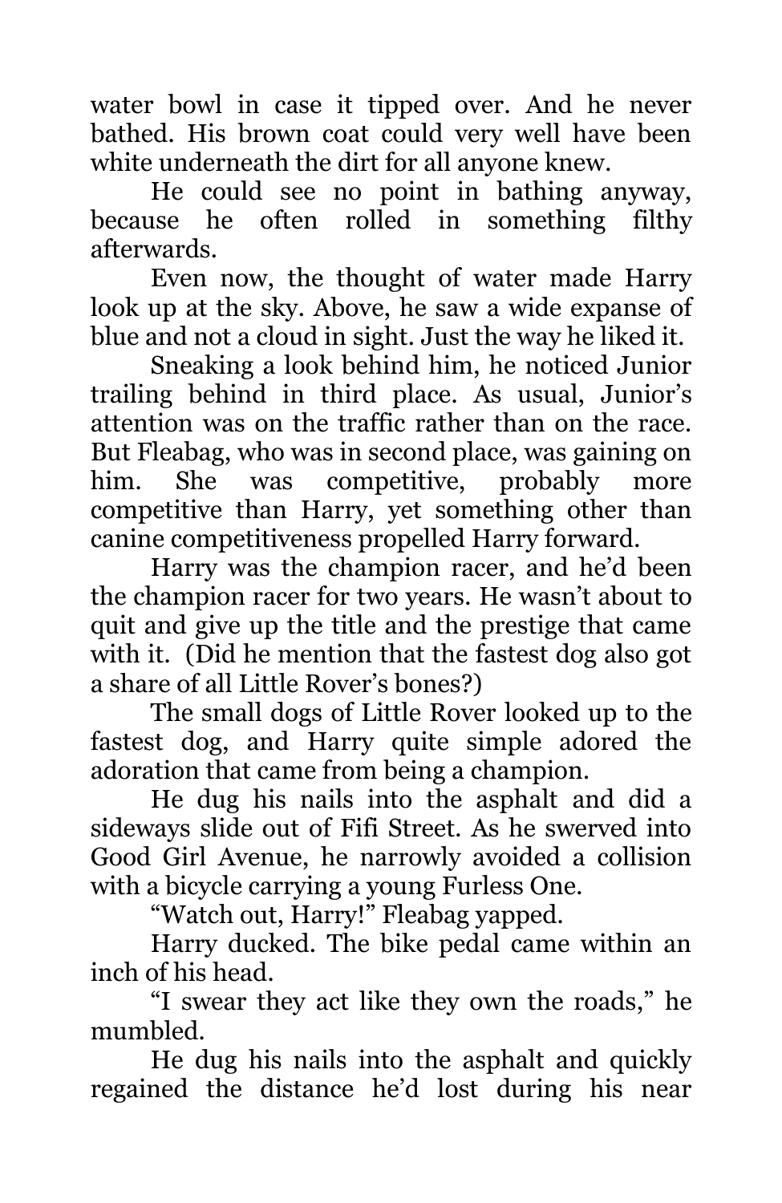water bowl in case it tipped over. And he never bathed. His brown coat could very well have been white underneath the dirt for all anyone knew.

He could see no point in bathing anyway, because he often rolled in something filthy afterwards.

Even now, the thought of water made Harry look up at the sky. Above, he saw a wide expanse of blue and not a cloud in sight. Just the way he liked it.

Sneaking a look behind him, he noticed Junior trailing behind in third place. As usual, Junior's attention was on the traffic rather than on the race. But Fleabag, who was in second place, was gaining on him. She was competitive, probably more competitive than Harry, yet something other than canine competitiveness propelled Harry forward.

Harry was the champion racer, and he'd been the champion racer for two years. He wasn't about to quit and give up the title and the prestige that came with it. (Did he mention that the fastest dog also got a share of all Little Rover's bones?)

The small dogs of Little Rover looked up to the fastest dog, and Harry quite simple adored the adoration that came from being a champion.

He dug his nails into the asphalt and did a sideways slide out of Fifi Street. As he swerved into Good Girl Avenue, he narrowly avoided a collision with a bicycle carrying a young Furless One.

"Watch out, Harry!" Fleabag yapped.

Harry ducked. The bike pedal came within an inch of his head.

"I swear they act like they own the roads," he mumbled.

He dug his nails into the asphalt and quickly regained the distance he'd lost during his near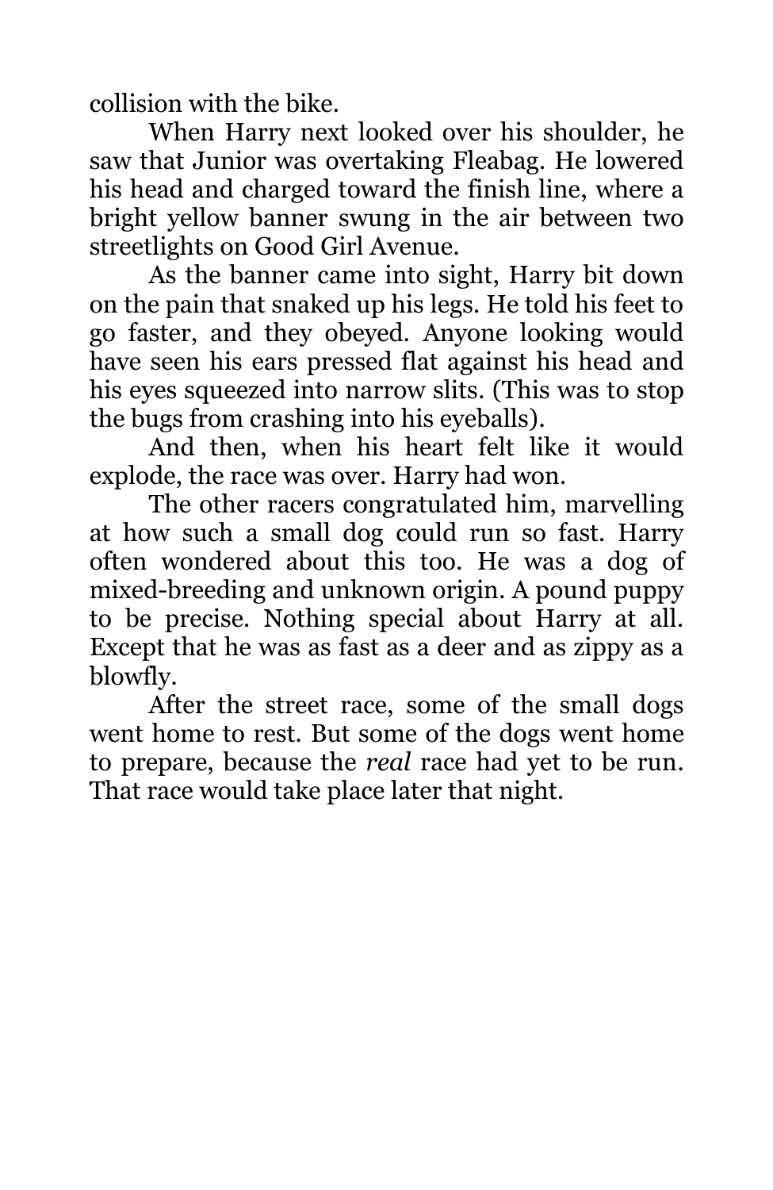collision with the bike.

When Harry next looked over his shoulder, he saw that Junior was overtaking Fleabag. He lowered his head and charged toward the finish line, where a bright yellow banner swung in the air between two streetlights on Good Girl Avenue.

As the banner came into sight, Harry bit down on the pain that snaked up his legs. He told his feet to go faster, and they obeyed. Anyone looking would have seen his ears pressed flat against his head and his eyes squeezed into narrow slits. (This was to stop the bugs from crashing into his eyeballs).

And then, when his heart felt like it would explode, the race was over. Harry had won.

The other racers congratulated him, marvelling at how such a small dog could run so fast. Harry often wondered about this too. He was a dog of mixed-breeding and unknown origin. A pound puppy to be precise. Nothing special about Harry at all. Except that he was as fast as a deer and as zippy as a blowfly.

After the street race, some of the small dogs went home to rest. But some of the dogs went home to prepare, because the *real* race had yet to be run. That race would take place later that night.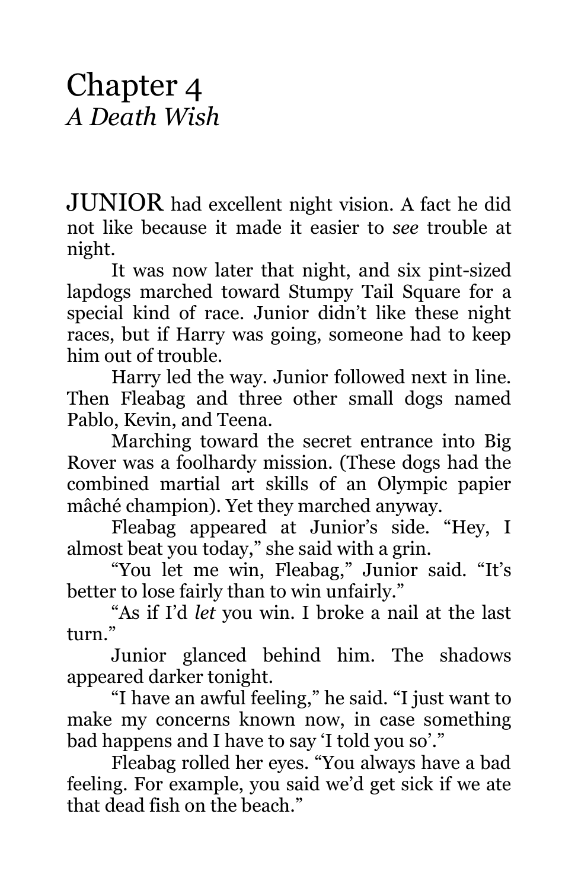# Chapter 4
*A Death Wish*

JUNIOR had excellent night vision. A fact he did not like because it made it easier to *see* trouble at night.

It was now later that night, and six pint-sized lapdogs marched toward Stumpy Tail Square for a special kind of race. Junior didn't like these night races, but if Harry was going, someone had to keep him out of trouble.

Harry led the way. Junior followed next in line. Then Fleabag and three other small dogs named Pablo, Kevin, and Teena.

Marching toward the secret entrance into Big Rover was a foolhardy mission. (These dogs had the combined martial art skills of an Olympic papier mâché champion). Yet they marched anyway.

Fleabag appeared at Junior's side. "Hey, I almost beat you today," she said with a grin.

"You let me win, Fleabag," Junior said. "It's better to lose fairly than to win unfairly."

"As if I'd *let* you win. I broke a nail at the last turn."

Junior glanced behind him. The shadows appeared darker tonight.

"I have an awful feeling," he said. "I just want to make my concerns known now, in case something bad happens and I have to say 'I told you so'."

Fleabag rolled her eyes. "You always have a bad feeling. For example, you said we'd get sick if we ate that dead fish on the beach."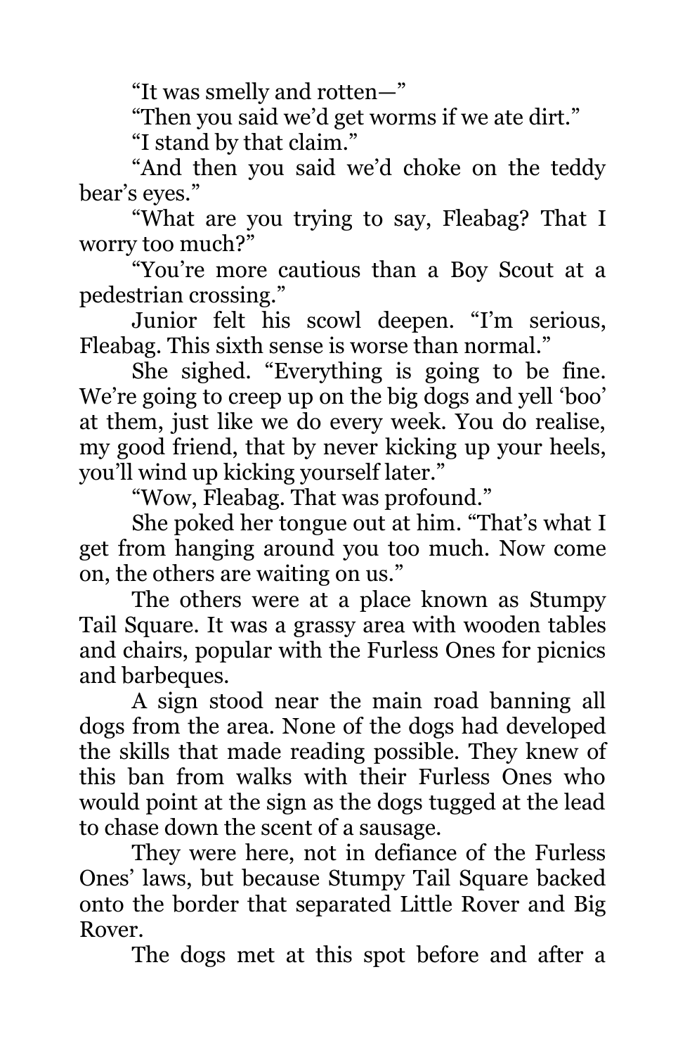"It was smelly and rotten—"

"Then you said we'd get worms if we ate dirt."

"I stand by that claim."

"And then you said we'd choke on the teddy bear's eyes."

"What are you trying to say, Fleabag? That I worry too much?"

"You're more cautious than a Boy Scout at a pedestrian crossing."

Junior felt his scowl deepen. "I'm serious, Fleabag. This sixth sense is worse than normal."

She sighed. "Everything is going to be fine. We're going to creep up on the big dogs and yell 'boo' at them, just like we do every week. You do realise, my good friend, that by never kicking up your heels, you'll wind up kicking yourself later."

"Wow, Fleabag. That was profound."

She poked her tongue out at him. "That's what I get from hanging around you too much. Now come on, the others are waiting on us."

The others were at a place known as Stumpy Tail Square. It was a grassy area with wooden tables and chairs, popular with the Furless Ones for picnics and barbeques.

A sign stood near the main road banning all dogs from the area. None of the dogs had developed the skills that made reading possible. They knew of this ban from walks with their Furless Ones who would point at the sign as the dogs tugged at the lead to chase down the scent of a sausage.

They were here, not in defiance of the Furless Ones' laws, but because Stumpy Tail Square backed onto the border that separated Little Rover and Big Rover.

The dogs met at this spot before and after a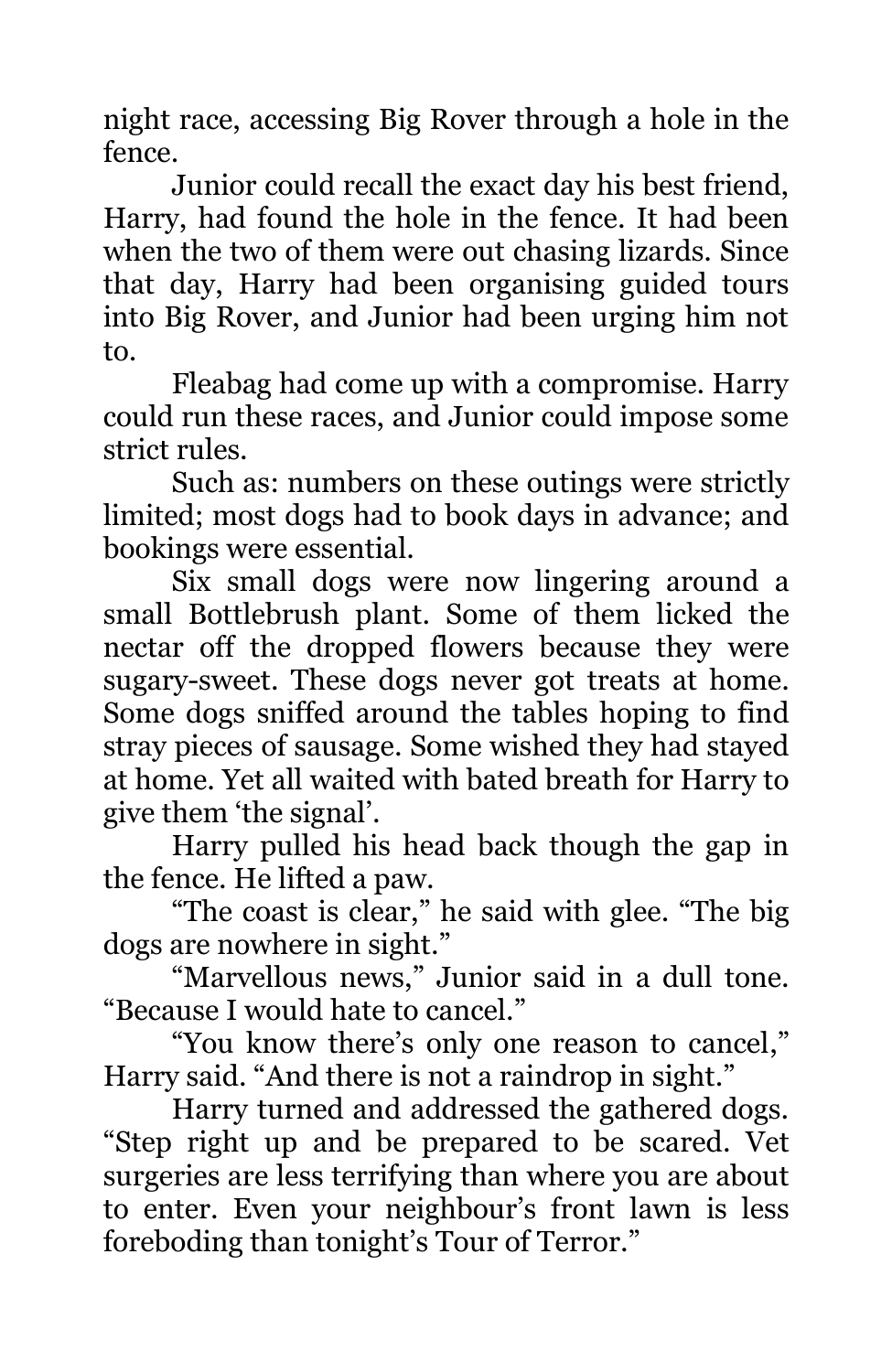night race, accessing Big Rover through a hole in the fence.

Junior could recall the exact day his best friend, Harry, had found the hole in the fence. It had been when the two of them were out chasing lizards. Since that day, Harry had been organising guided tours into Big Rover, and Junior had been urging him not to.

Fleabag had come up with a compromise. Harry could run these races, and Junior could impose some strict rules.

Such as: numbers on these outings were strictly limited; most dogs had to book days in advance; and bookings were essential.

Six small dogs were now lingering around a small Bottlebrush plant. Some of them licked the nectar off the dropped flowers because they were sugary-sweet. These dogs never got treats at home. Some dogs sniffed around the tables hoping to find stray pieces of sausage. Some wished they had stayed at home. Yet all waited with bated breath for Harry to give them 'the signal'.

Harry pulled his head back though the gap in the fence. He lifted a paw.

"The coast is clear," he said with glee. "The big dogs are nowhere in sight."

"Marvellous news," Junior said in a dull tone. "Because I would hate to cancel."

"You know there's only one reason to cancel," Harry said. "And there is not a raindrop in sight."

Harry turned and addressed the gathered dogs. "Step right up and be prepared to be scared. Vet surgeries are less terrifying than where you are about to enter. Even your neighbour's front lawn is less foreboding than tonight's Tour of Terror."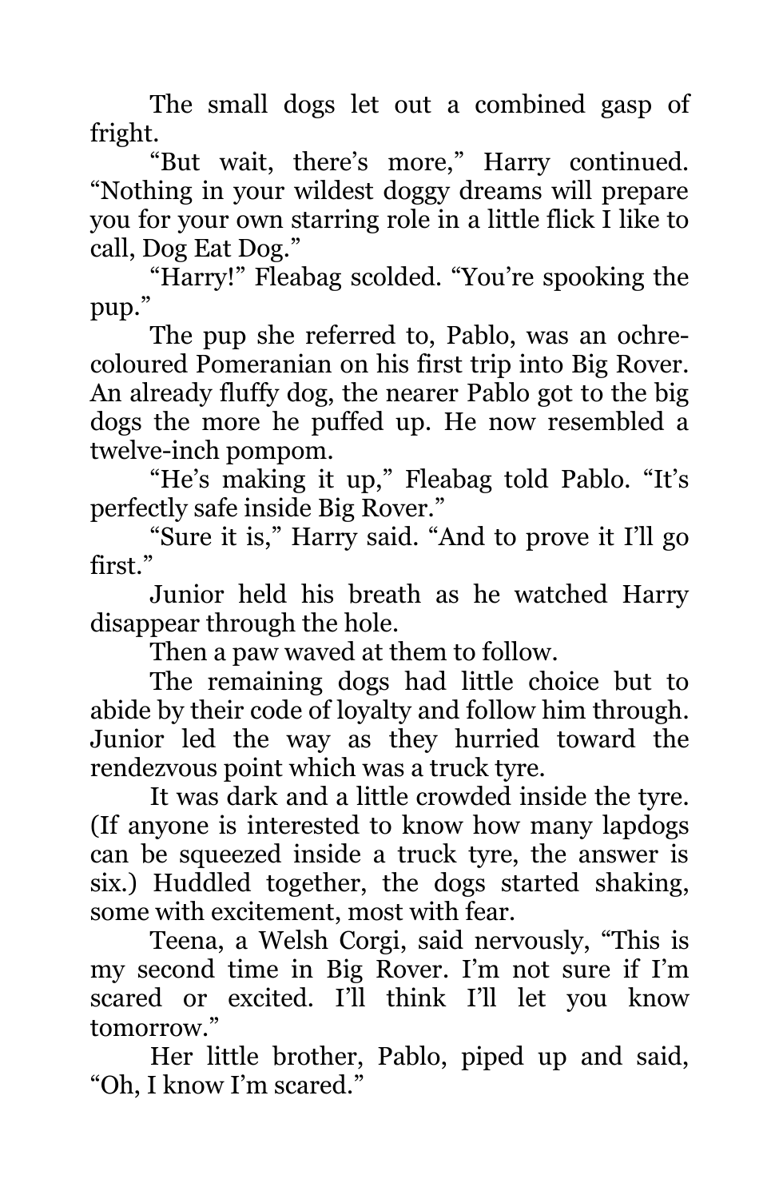The small dogs let out a combined gasp of fright.

"But wait, there's more," Harry continued. "Nothing in your wildest doggy dreams will prepare you for your own starring role in a little flick I like to call, Dog Eat Dog."

"Harry!" Fleabag scolded. "You're spooking the pup."

The pup she referred to, Pablo, was an ochre-coloured Pomeranian on his first trip into Big Rover. An already fluffy dog, the nearer Pablo got to the big dogs the more he puffed up. He now resembled a twelve-inch pompom.

"He's making it up," Fleabag told Pablo. "It's perfectly safe inside Big Rover."

"Sure it is," Harry said. "And to prove it I'll go first."

Junior held his breath as he watched Harry disappear through the hole.

Then a paw waved at them to follow.

The remaining dogs had little choice but to abide by their code of loyalty and follow him through. Junior led the way as they hurried toward the rendezvous point which was a truck tyre.

It was dark and a little crowded inside the tyre. (If anyone is interested to know how many lapdogs can be squeezed inside a truck tyre, the answer is six.) Huddled together, the dogs started shaking, some with excitement, most with fear.

Teena, a Welsh Corgi, said nervously, "This is my second time in Big Rover. I'm not sure if I'm scared or excited. I'll think I'll let you know tomorrow."

Her little brother, Pablo, piped up and said, "Oh, I know I'm scared."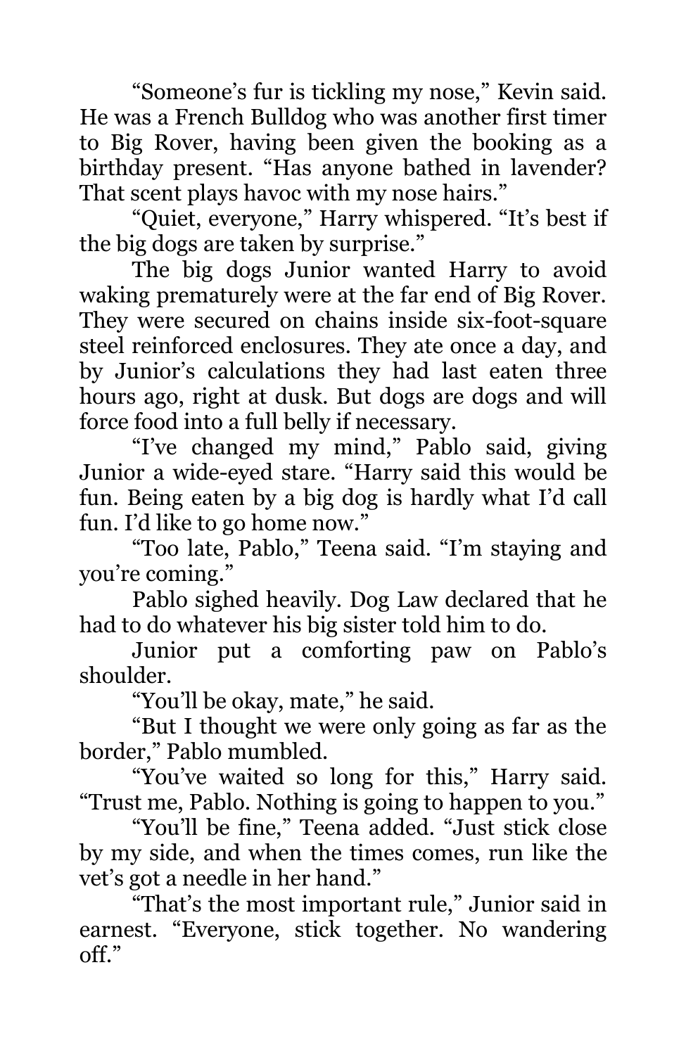"Someone's fur is tickling my nose," Kevin said. He was a French Bulldog who was another first timer to Big Rover, having been given the booking as a birthday present. "Has anyone bathed in lavender? That scent plays havoc with my nose hairs."

"Quiet, everyone," Harry whispered. "It's best if the big dogs are taken by surprise."

The big dogs Junior wanted Harry to avoid waking prematurely were at the far end of Big Rover. They were secured on chains inside six-foot-square steel reinforced enclosures. They ate once a day, and by Junior's calculations they had last eaten three hours ago, right at dusk. But dogs are dogs and will force food into a full belly if necessary.

"I've changed my mind," Pablo said, giving Junior a wide-eyed stare. "Harry said this would be fun. Being eaten by a big dog is hardly what I'd call fun. I'd like to go home now."

"Too late, Pablo," Teena said. "I'm staying and you're coming."

Pablo sighed heavily. Dog Law declared that he had to do whatever his big sister told him to do.

Junior put a comforting paw on Pablo's shoulder.

"You'll be okay, mate," he said.

"But I thought we were only going as far as the border," Pablo mumbled.

"You've waited so long for this," Harry said. "Trust me, Pablo. Nothing is going to happen to you."

"You'll be fine," Teena added. "Just stick close by my side, and when the times comes, run like the vet's got a needle in her hand."

"That's the most important rule," Junior said in earnest. "Everyone, stick together. No wandering off."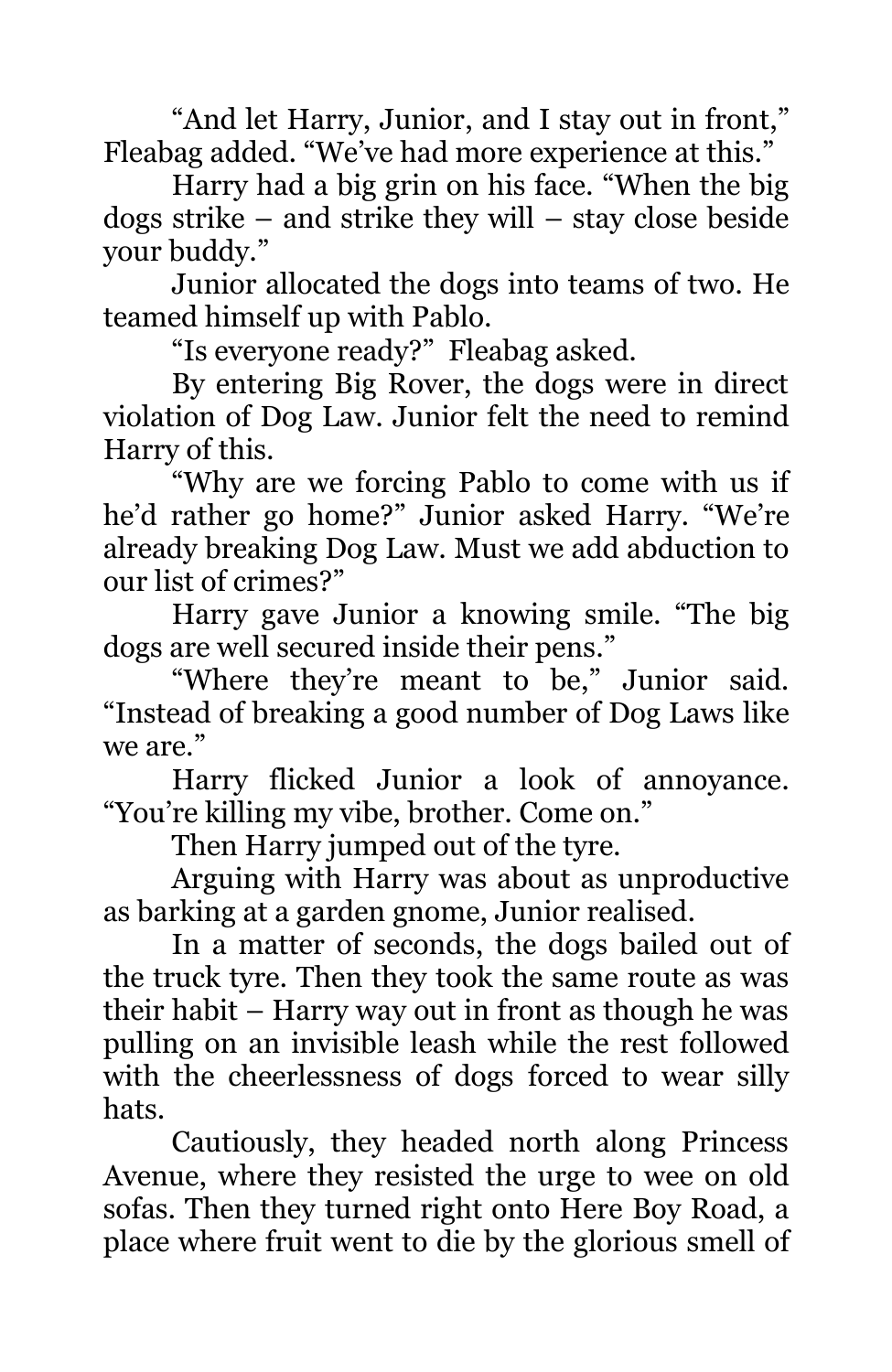"And let Harry, Junior, and I stay out in front," Fleabag added. "We've had more experience at this."

Harry had a big grin on his face. "When the big dogs strike – and strike they will – stay close beside your buddy."

Junior allocated the dogs into teams of two. He teamed himself up with Pablo.

"Is everyone ready?" Fleabag asked.

By entering Big Rover, the dogs were in direct violation of Dog Law. Junior felt the need to remind Harry of this.

"Why are we forcing Pablo to come with us if he'd rather go home?" Junior asked Harry. "We're already breaking Dog Law. Must we add abduction to our list of crimes?"

Harry gave Junior a knowing smile. "The big dogs are well secured inside their pens."

"Where they're meant to be," Junior said. "Instead of breaking a good number of Dog Laws like we are."

Harry flicked Junior a look of annoyance. "You're killing my vibe, brother. Come on."

Then Harry jumped out of the tyre.

Arguing with Harry was about as unproductive as barking at a garden gnome, Junior realised.

In a matter of seconds, the dogs bailed out of the truck tyre. Then they took the same route as was their habit – Harry way out in front as though he was pulling on an invisible leash while the rest followed with the cheerlessness of dogs forced to wear silly hats.

Cautiously, they headed north along Princess Avenue, where they resisted the urge to wee on old sofas. Then they turned right onto Here Boy Road, a place where fruit went to die by the glorious smell of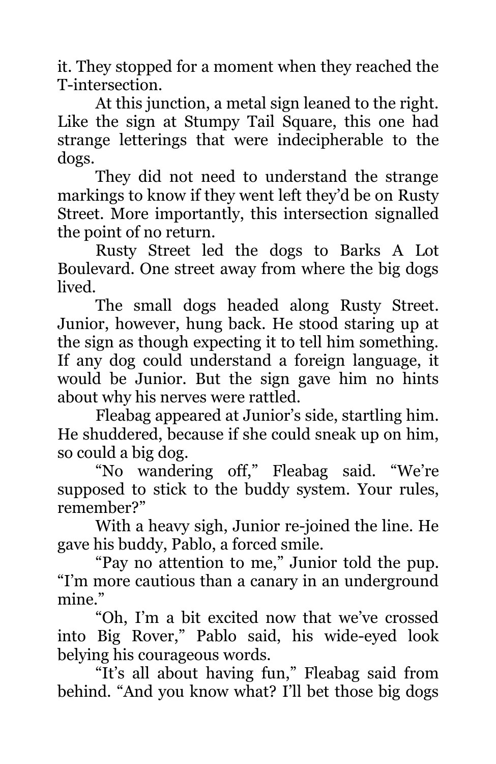it. They stopped for a moment when they reached the T-intersection.

At this junction, a metal sign leaned to the right. Like the sign at Stumpy Tail Square, this one had strange letterings that were indecipherable to the dogs.

They did not need to understand the strange markings to know if they went left they'd be on Rusty Street. More importantly, this intersection signalled the point of no return.

Rusty Street led the dogs to Barks A Lot Boulevard. One street away from where the big dogs lived.

The small dogs headed along Rusty Street. Junior, however, hung back. He stood staring up at the sign as though expecting it to tell him something. If any dog could understand a foreign language, it would be Junior. But the sign gave him no hints about why his nerves were rattled.

Fleabag appeared at Junior's side, startling him. He shuddered, because if she could sneak up on him, so could a big dog.

"No wandering off," Fleabag said. "We're supposed to stick to the buddy system. Your rules, remember?"

With a heavy sigh, Junior re-joined the line. He gave his buddy, Pablo, a forced smile.

"Pay no attention to me," Junior told the pup. "I'm more cautious than a canary in an underground mine."

"Oh, I'm a bit excited now that we've crossed into Big Rover," Pablo said, his wide-eyed look belying his courageous words.

"It's all about having fun," Fleabag said from behind. "And you know what? I'll bet those big dogs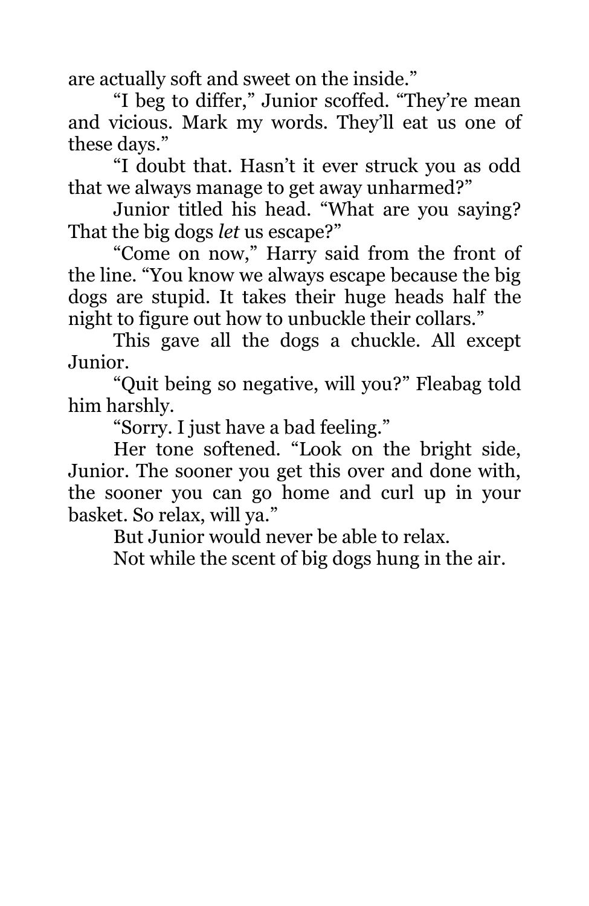are actually soft and sweet on the inside."

"I beg to differ," Junior scoffed. "They're mean and vicious. Mark my words. They'll eat us one of these days."

"I doubt that. Hasn't it ever struck you as odd that we always manage to get away unharmed?"

Junior titled his head. "What are you saying? That the big dogs *let* us escape?"

"Come on now," Harry said from the front of the line. "You know we always escape because the big dogs are stupid. It takes their huge heads half the night to figure out how to unbuckle their collars."

This gave all the dogs a chuckle. All except Junior.

"Quit being so negative, will you?" Fleabag told him harshly.

"Sorry. I just have a bad feeling."

Her tone softened. "Look on the bright side, Junior. The sooner you get this over and done with, the sooner you can go home and curl up in your basket. So relax, will ya."

But Junior would never be able to relax.

Not while the scent of big dogs hung in the air.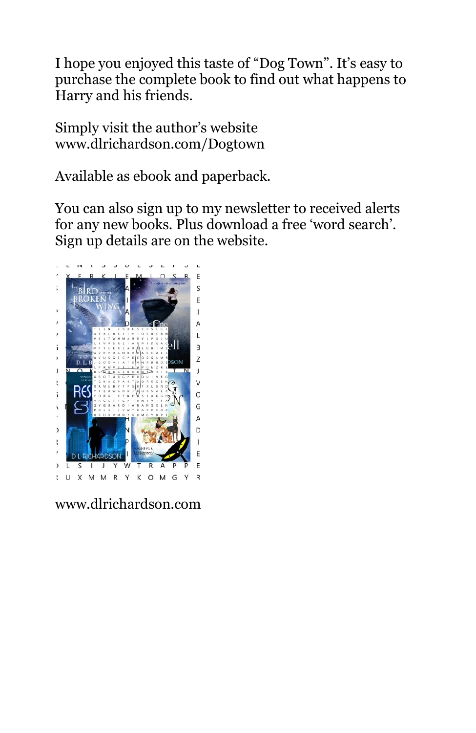I hope you enjoyed this taste of “Dog Town”. It’s easy to purchase the complete book to find out what happens to Harry and his friends.

Simply visit the author’s website
www.dlrichardson.com/Dogtown

Available as ebook and paperback.

You can also sign up to my newsletter to received alerts for any new books. Plus download a free ‘word search’. Sign up details are on the website.

www.dlrichardson.com